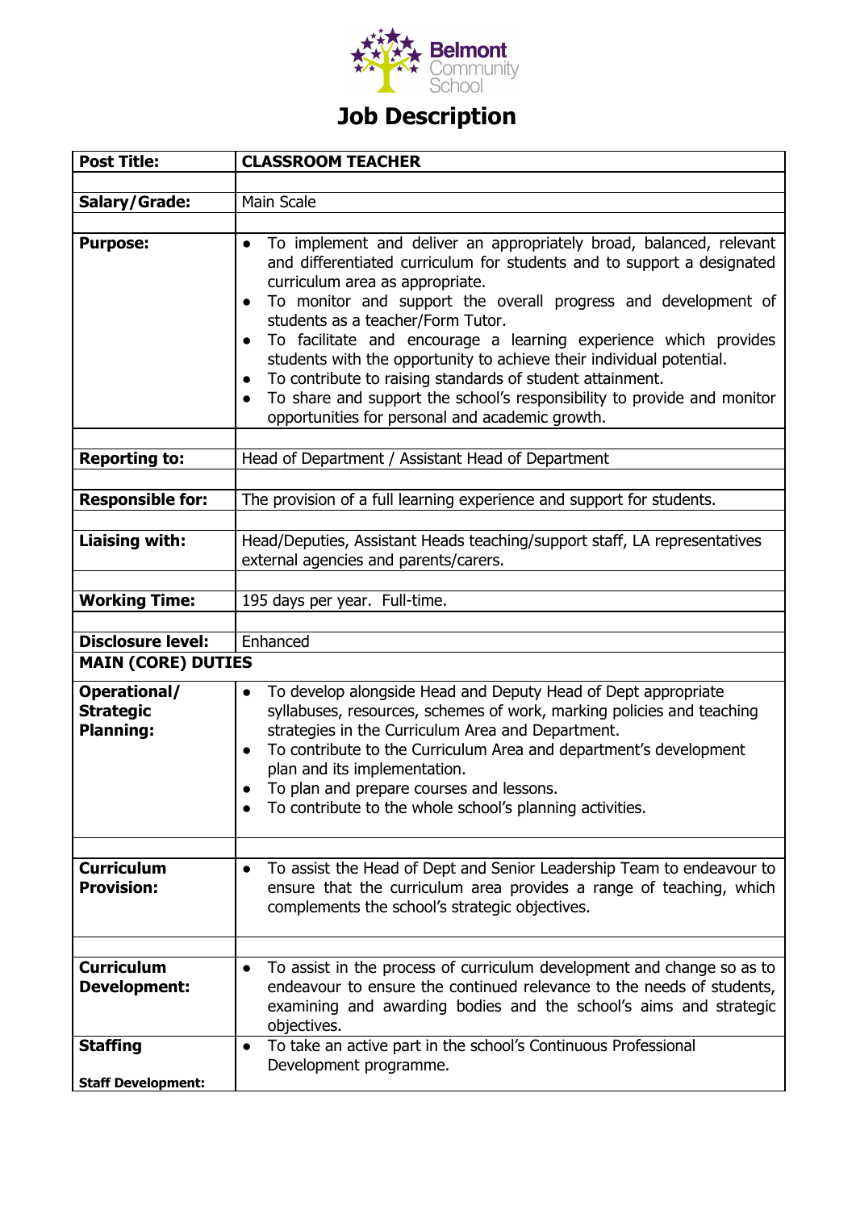Belmont Community School

# Job Description

| Post Title: | CLASSROOM TEACHER |
|---|---|
| Salary/Grade: | Main Scale |
| Purpose: | • To implement and deliver an appropriately broad, balanced, relevant and differentiated curriculum for students and to support a designated curriculum area as appropriate.<br>• To monitor and support the overall progress and development of students as a teacher/Form Tutor.<br>• To facilitate and encourage a learning experience which provides students with the opportunity to achieve their individual potential.<br>• To contribute to raising standards of student attainment.<br>• To share and support the school's responsibility to provide and monitor opportunities for personal and academic growth. |
| Reporting to: | Head of Department / Assistant Head of Department |
| Responsible for: | The provision of a full learning experience and support for students. |
| Liaising with: | Head/Deputies, Assistant Heads teaching/support staff, LA representatives external agencies and parents/carers. |
| Working Time: | 195 days per year. Full-time. |
| Disclosure level: | Enhanced |
| **MAIN (CORE) DUTIES** | |
| Operational/ Strategic Planning: | • To develop alongside Head and Deputy Head of Dept appropriate syllabuses, resources, schemes of work, marking policies and teaching strategies in the Curriculum Area and Department.<br>• To contribute to the Curriculum Area and department's development plan and its implementation.<br>• To plan and prepare courses and lessons.<br>• To contribute to the whole school's planning activities. |
| Curriculum Provision: | • To assist the Head of Dept and Senior Leadership Team to endeavour to ensure that the curriculum area provides a range of teaching, which complements the school's strategic objectives. |
| Curriculum Development: | • To assist in the process of curriculum development and change so as to endeavour to ensure the continued relevance to the needs of students, examining and awarding bodies and the school's aims and strategic objectives. |
| Staffing<br><br>Staff Development: | • To take an active part in the school's Continuous Professional Development programme. |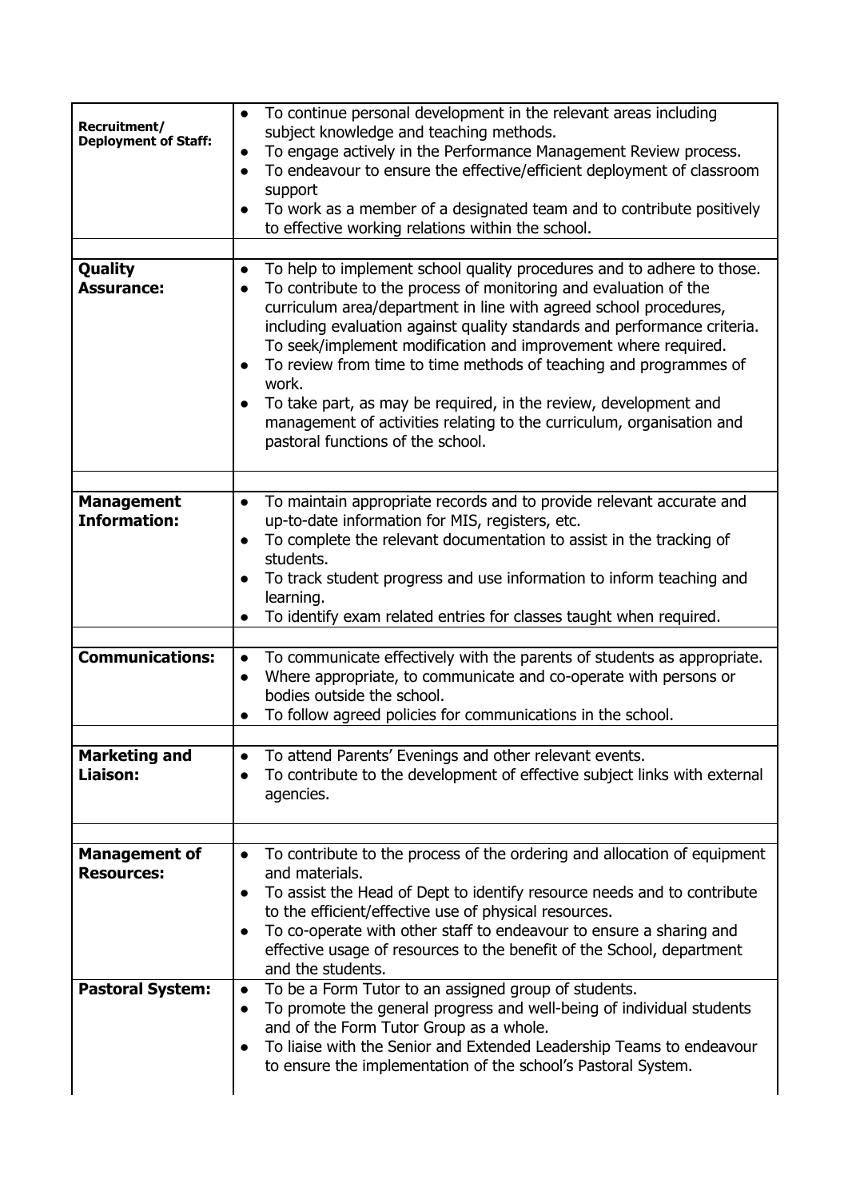| | |
|---|---|
| **Recruitment/ Deployment of Staff:** | • To continue personal development in the relevant areas including subject knowledge and teaching methods.<br>• To engage actively in the Performance Management Review process.<br>• To endeavour to ensure the effective/efficient deployment of classroom support<br>• To work as a member of a designated team and to contribute positively to effective working relations within the school. |
| | |
| **Quality Assurance:** | • To help to implement school quality procedures and to adhere to those.<br>• To contribute to the process of monitoring and evaluation of the curriculum area/department in line with agreed school procedures, including evaluation against quality standards and performance criteria. To seek/implement modification and improvement where required.<br>• To review from time to time methods of teaching and programmes of work.<br>• To take part, as may be required, in the review, development and management of activities relating to the curriculum, organisation and pastoral functions of the school. |
| | |
| **Management Information:** | • To maintain appropriate records and to provide relevant accurate and up-to-date information for MIS, registers, etc.<br>• To complete the relevant documentation to assist in the tracking of students.<br>• To track student progress and use information to inform teaching and learning.<br>• To identify exam related entries for classes taught when required. |
| | |
| **Communications:** | • To communicate effectively with the parents of students as appropriate.<br>• Where appropriate, to communicate and co-operate with persons or bodies outside the school.<br>• To follow agreed policies for communications in the school. |
| | |
| **Marketing and Liaison:** | • To attend Parents' Evenings and other relevant events.<br>• To contribute to the development of effective subject links with external agencies. |
| | |
| **Management of Resources:** | • To contribute to the process of the ordering and allocation of equipment and materials.<br>• To assist the Head of Dept to identify resource needs and to contribute to the efficient/effective use of physical resources.<br>• To co-operate with other staff to endeavour to ensure a sharing and effective usage of resources to the benefit of the School, department and the students. |
| **Pastoral System:** | • To be a Form Tutor to an assigned group of students.<br>• To promote the general progress and well-being of individual students and of the Form Tutor Group as a whole.<br>• To liaise with the Senior and Extended Leadership Teams to endeavour to ensure the implementation of the school's Pastoral System. |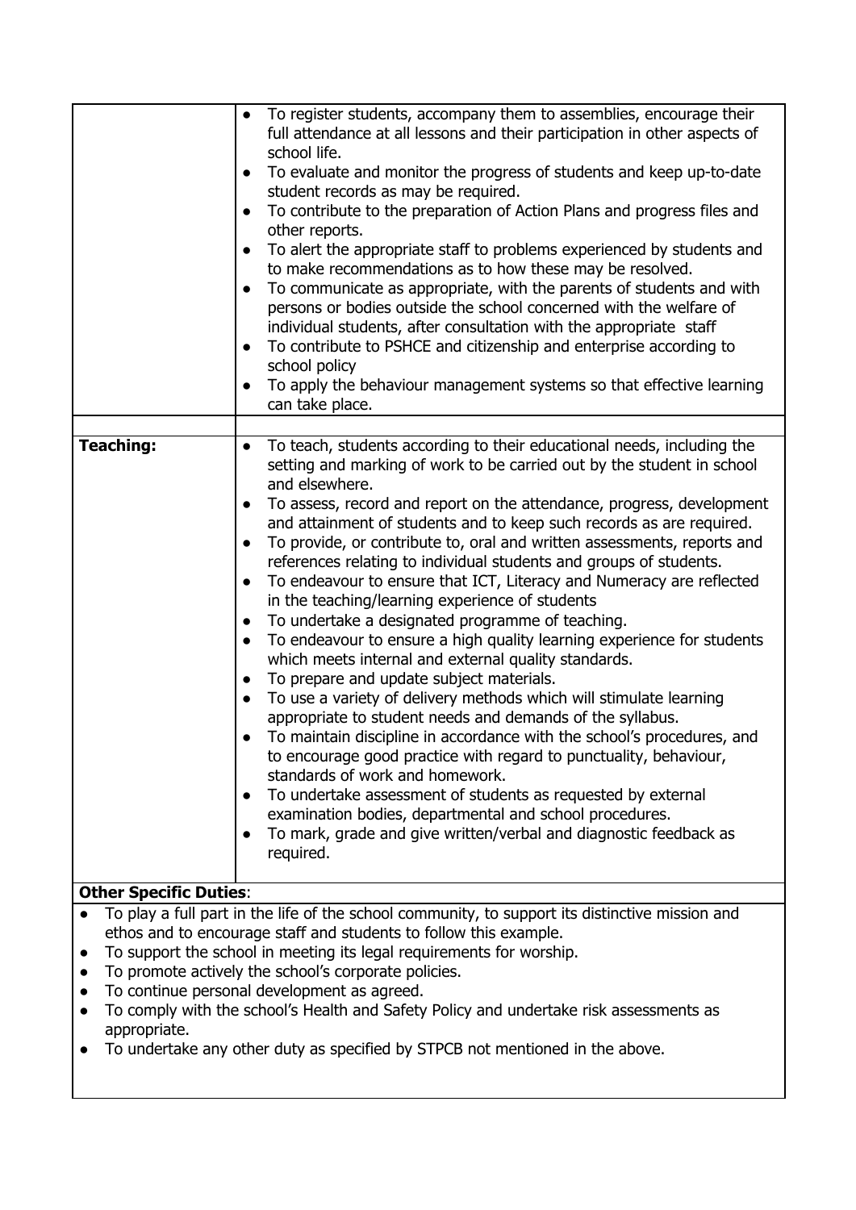| | |
|---|---|
| | • To register students, accompany them to assemblies, encourage their full attendance at all lessons and their participation in other aspects of school life.<br>• To evaluate and monitor the progress of students and keep up-to-date student records as may be required.<br>• To contribute to the preparation of Action Plans and progress files and other reports.<br>• To alert the appropriate staff to problems experienced by students and to make recommendations as to how these may be resolved.<br>• To communicate as appropriate, with the parents of students and with persons or bodies outside the school concerned with the welfare of individual students, after consultation with the appropriate staff<br>• To contribute to PSHCE and citizenship and enterprise according to school policy<br>• To apply the behaviour management systems so that effective learning can take place. |
| | |
| **Teaching:** | • To teach, students according to their educational needs, including the setting and marking of work to be carried out by the student in school and elsewhere.<br>• To assess, record and report on the attendance, progress, development and attainment of students and to keep such records as are required.<br>• To provide, or contribute to, oral and written assessments, reports and references relating to individual students and groups of students.<br>• To endeavour to ensure that ICT, Literacy and Numeracy are reflected in the teaching/learning experience of students<br>• To undertake a designated programme of teaching.<br>• To endeavour to ensure a high quality learning experience for students which meets internal and external quality standards.<br>• To prepare and update subject materials.<br>• To use a variety of delivery methods which will stimulate learning appropriate to student needs and demands of the syllabus.<br>• To maintain discipline in accordance with the school's procedures, and to encourage good practice with regard to punctuality, behaviour, standards of work and homework.<br>• To undertake assessment of students as requested by external examination bodies, departmental and school procedures.<br>• To mark, grade and give written/verbal and diagnostic feedback as required. |

**Other Specific Duties**:

- To play a full part in the life of the school community, to support its distinctive mission and ethos and to encourage staff and students to follow this example.
- To support the school in meeting its legal requirements for worship.
- To promote actively the school's corporate policies.
- To continue personal development as agreed.
- To comply with the school's Health and Safety Policy and undertake risk assessments as appropriate.
- To undertake any other duty as specified by STPCB not mentioned in the above.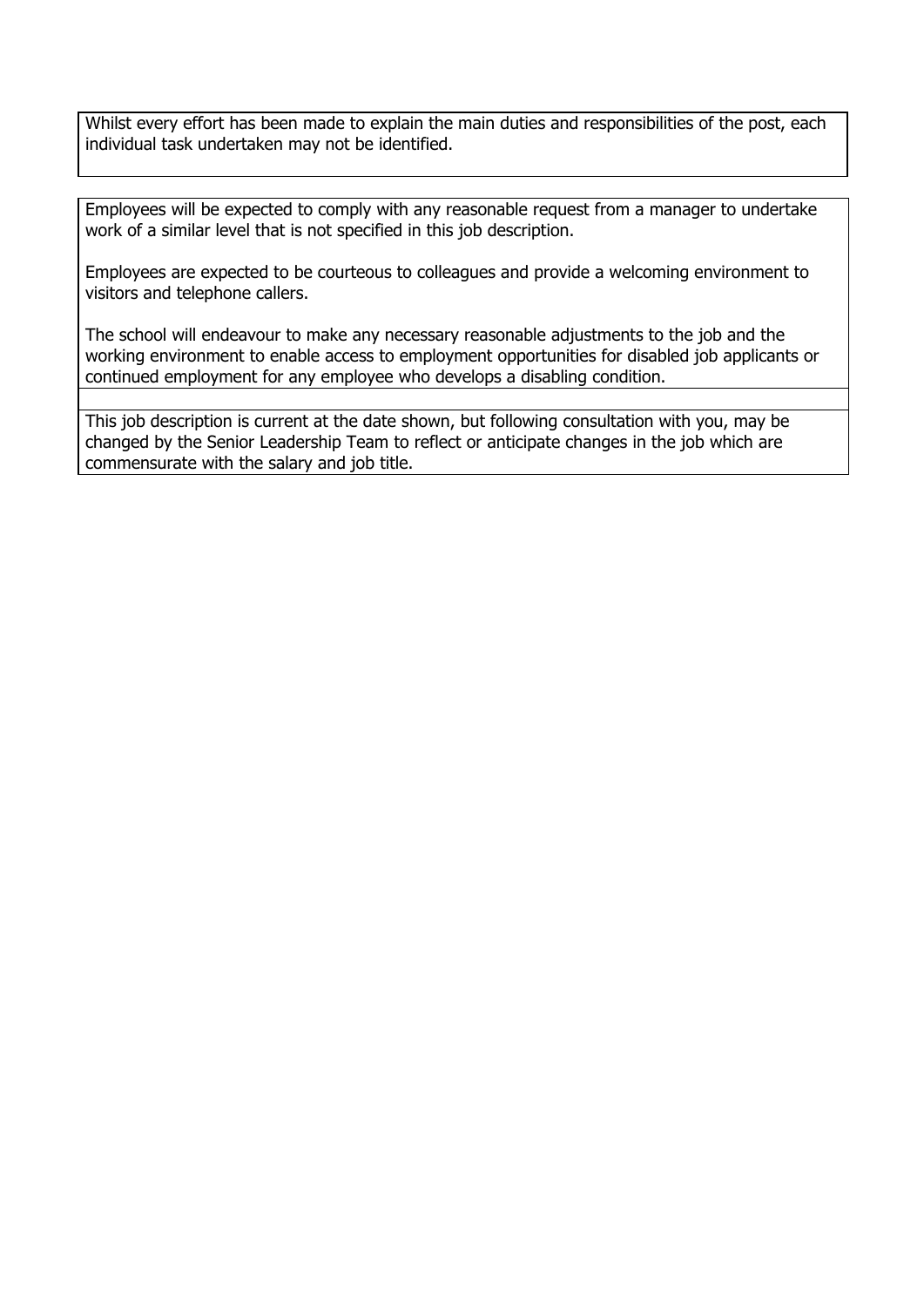Whilst every effort has been made to explain the main duties and responsibilities of the post, each individual task undertaken may not be identified.

Employees will be expected to comply with any reasonable request from a manager to undertake work of a similar level that is not specified in this job description.

Employees are expected to be courteous to colleagues and provide a welcoming environment to visitors and telephone callers.

The school will endeavour to make any necessary reasonable adjustments to the job and the working environment to enable access to employment opportunities for disabled job applicants or continued employment for any employee who develops a disabling condition.

This job description is current at the date shown, but following consultation with you, may be changed by the Senior Leadership Team to reflect or anticipate changes in the job which are commensurate with the salary and job title.